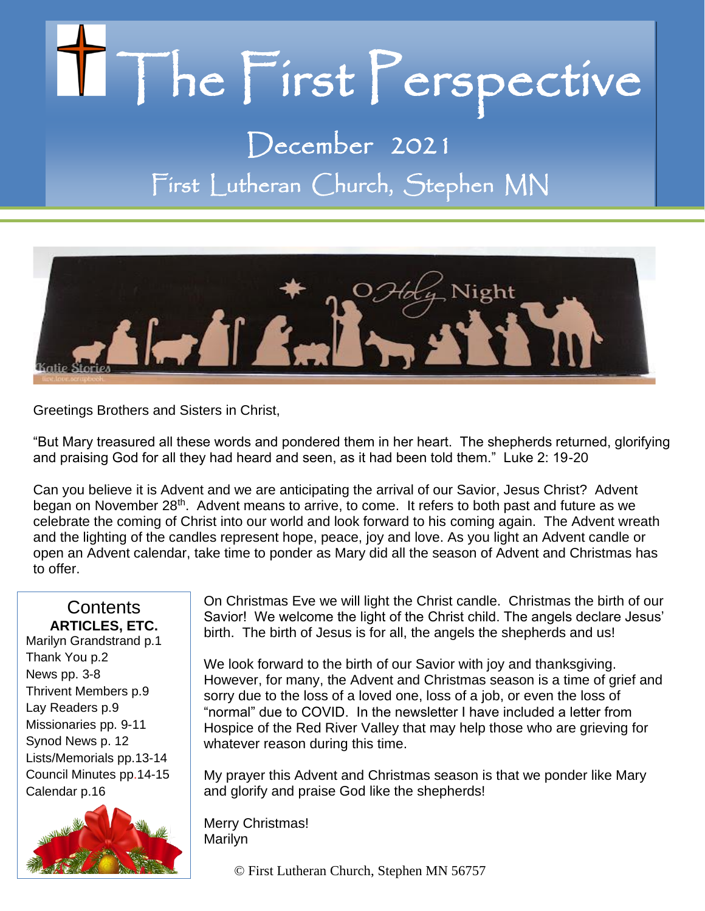# The First Perspective

## December 2021

## First Lutheran Church, Stephen MN

Greetings Brothers and Sisters in Christ,

"But Mary treasured all these words and pondered them in her heart. The shepherds returned, glorifying and praising God for all they had heard and seen, as it had been told them." Luke 2: 19-20

Can you believe it is Advent and we are anticipating the arrival of our Savior, Jesus Christ? Advent began on November 28th. Advent means to arrive, to come. It refers to both past and future as we celebrate the coming of Christ into our world and look forward to his coming again. The Advent wreath and the lighting of the candles represent hope, peace, joy and love. As you light an Advent candle or open an Advent calendar, take time to ponder as Mary did all the season of Advent and Christmas has to offer.

On Christmas Eve we will light the Christ candle. Christmas the birth of our Savior! We welcome the light of the Christ child. The angels declare Jesus' birth. The birth of Jesus is for all, the angels the shepherds and us!

We look forward to the birth of our Savior with joy and thanksgiving. However, for many, the Advent and Christmas season is a time of grief and sorry due to the loss of a loved one, loss of a job, or even the loss of "normal" due to COVID. In the newsletter I have included a letter from Hospice of the Red River Valley that may help those who are grieving for whatever reason during this time.

My prayer this Advent and Christmas season is that we ponder like Mary and glorify and praise God like the shepherds!

Merry Christmas!
Marilyn

### Contents

**ARTICLES, ETC.**

- Marilyn Grandstrand p.1
- Thank You p.2
- News pp. 3-8
- Thrivent Members p.9
- Lay Readers p.9
- Missionaries pp. 9-11
- Synod News p. 12
- Lists/Memorials pp.13-14
- Council Minutes pp.14-15
- Calendar p.16

© First Lutheran Church, Stephen MN 56757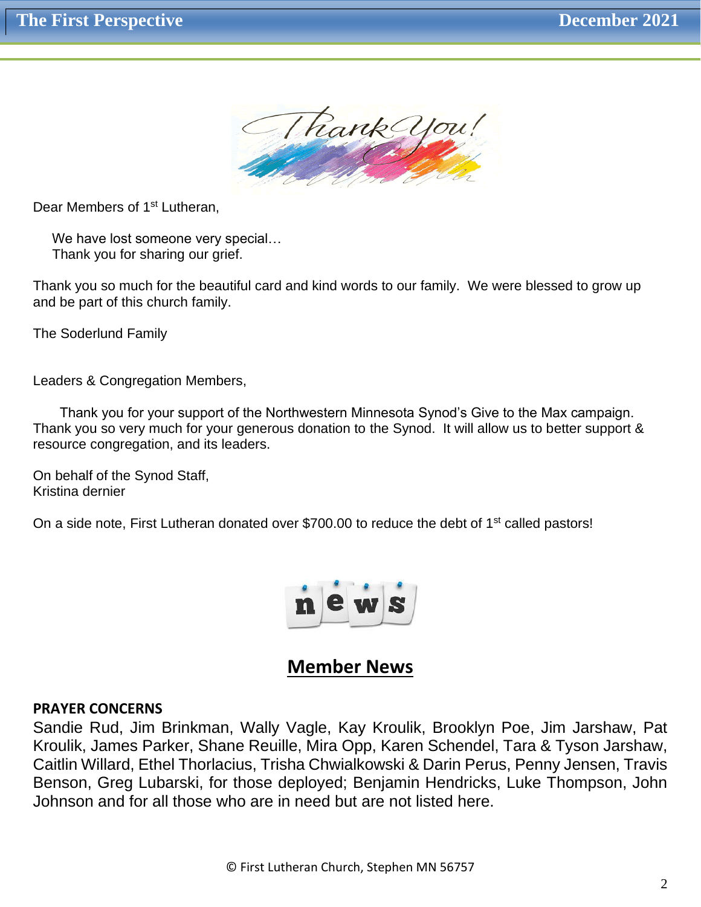Dear Members of 1st Lutheran,

We have lost someone very special…
Thank you for sharing our grief.

Thank you so much for the beautiful card and kind words to our family. We were blessed to grow up and be part of this church family.

The Soderlund Family

Leaders & Congregation Members,

Thank you for your support of the Northwestern Minnesota Synod's Give to the Max campaign. Thank you so very much for your generous donation to the Synod. It will allow us to better support & resource congregation, and its leaders.

On behalf of the Synod Staff,
Kristina dernier

On a side note, First Lutheran donated over $700.00 to reduce the debt of 1st called pastors!

## Member News

**PRAYER CONCERNS**

Sandie Rud, Jim Brinkman, Wally Vagle, Kay Kroulik, Brooklyn Poe, Jim Jarshaw, Pat Kroulik, James Parker, Shane Reuille, Mira Opp, Karen Schendel, Tara & Tyson Jarshaw, Caitlin Willard, Ethel Thorlacius, Trisha Chwialkowski & Darin Perus, Penny Jensen, Travis Benson, Greg Lubarski, for those deployed; Benjamin Hendricks, Luke Thompson, John Johnson and for all those who are in need but are not listed here.

© First Lutheran Church, Stephen MN 56757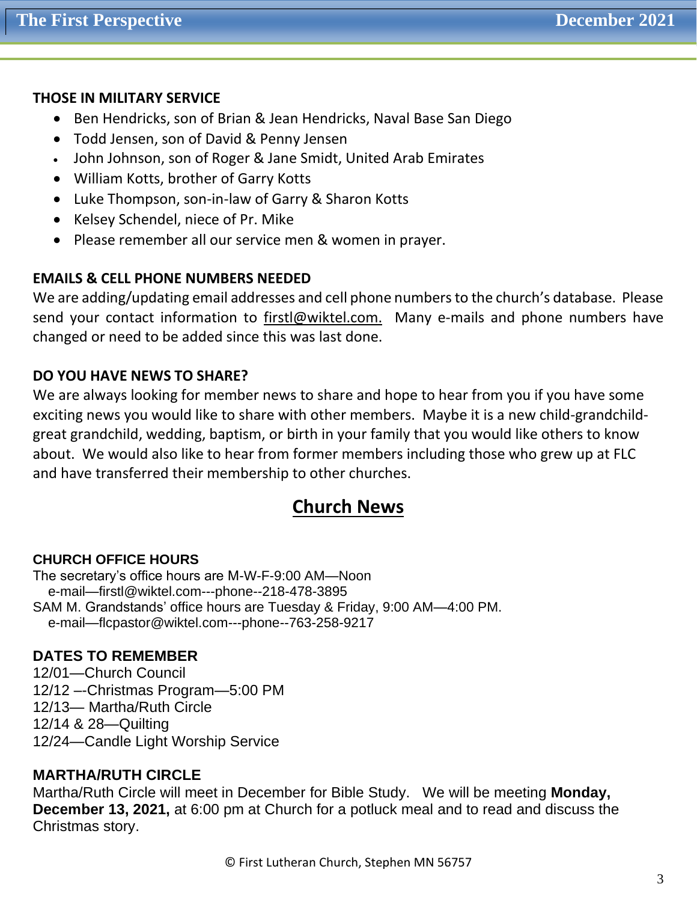**THOSE IN MILITARY SERVICE**

- Ben Hendricks, son of Brian & Jean Hendricks, Naval Base San Diego
- Todd Jensen, son of David & Penny Jensen
- John Johnson, son of Roger & Jane Smidt, United Arab Emirates
- William Kotts, brother of Garry Kotts
- Luke Thompson, son-in-law of Garry & Sharon Kotts
- Kelsey Schendel, niece of Pr. Mike
- Please remember all our service men & women in prayer.

**EMAILS & CELL PHONE NUMBERS NEEDED**

We are adding/updating email addresses and cell phone numbers to the church's database. Please send your contact information to firstl@wiktel.com. Many e-mails and phone numbers have changed or need to be added since this was last done.

**DO YOU HAVE NEWS TO SHARE?**

We are always looking for member news to share and hope to hear from you if you have some exciting news you would like to share with other members. Maybe it is a new child-grandchild-great grandchild, wedding, baptism, or birth in your family that you would like others to know about. We would also like to hear from former members including those who grew up at FLC and have transferred their membership to other churches.

## Church News

**CHURCH OFFICE HOURS**

The secretary's office hours are M-W-F-9:00 AM—Noon
e-mail—firstl@wiktel.com---phone--218-478-3895
SAM M. Grandstands' office hours are Tuesday & Friday, 9:00 AM—4:00 PM.
e-mail—flcpastor@wiktel.com---phone--763-258-9217

**DATES TO REMEMBER**

12/01—Church Council
12/12 –-Christmas Program—5:00 PM
12/13— Martha/Ruth Circle
12/14 & 28—Quilting
12/24—Candle Light Worship Service

**MARTHA/RUTH CIRCLE**

Martha/Ruth Circle will meet in December for Bible Study. We will be meeting **Monday, December 13, 2021,** at 6:00 pm at Church for a potluck meal and to read and discuss the Christmas story.

© First Lutheran Church, Stephen MN 56757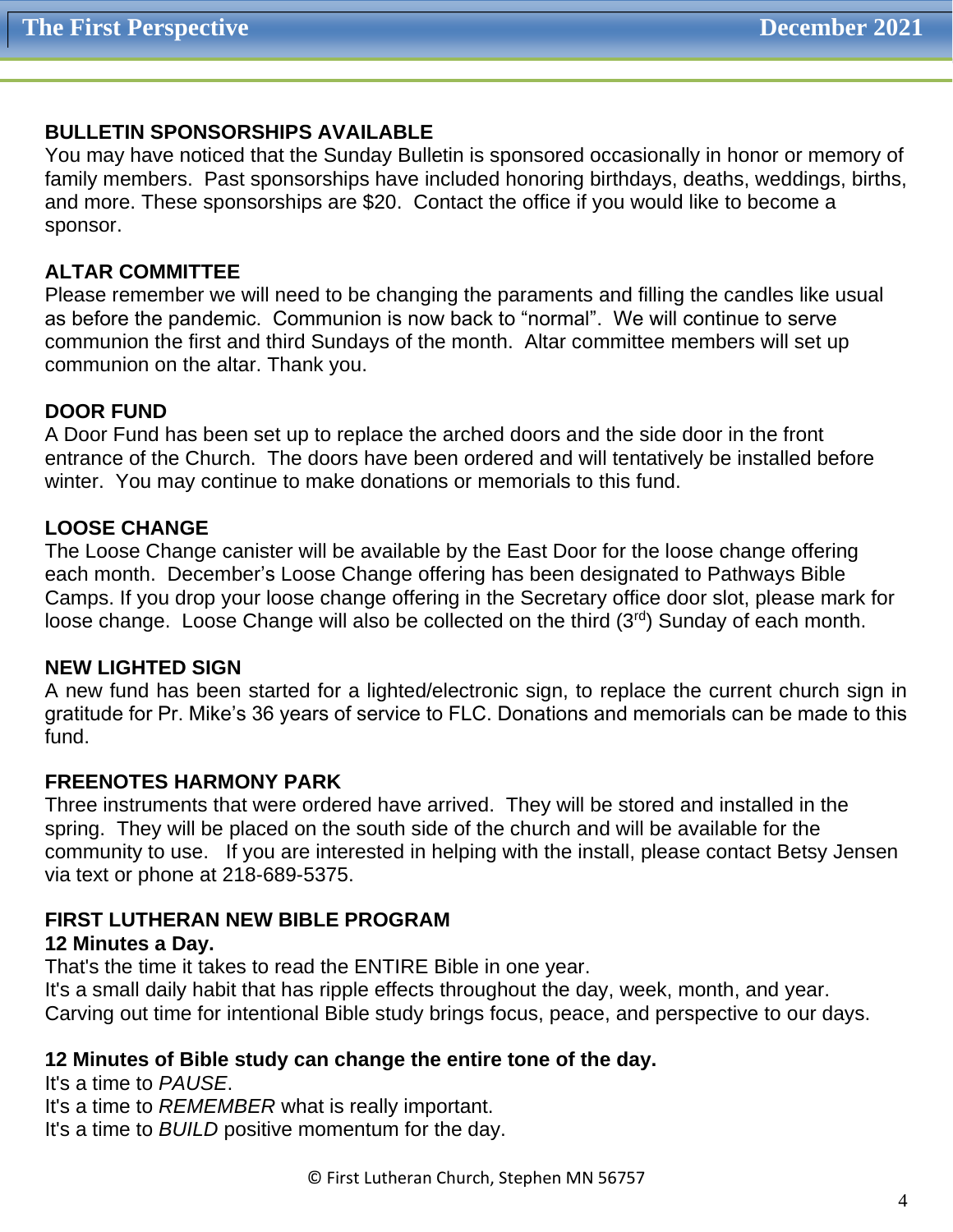**BULLETIN SPONSORSHIPS AVAILABLE**

You may have noticed that the Sunday Bulletin is sponsored occasionally in honor or memory of family members. Past sponsorships have included honoring birthdays, deaths, weddings, births, and more. These sponsorships are $20. Contact the office if you would like to become a sponsor.

**ALTAR COMMITTEE**

Please remember we will need to be changing the paraments and filling the candles like usual as before the pandemic. Communion is now back to "normal". We will continue to serve communion the first and third Sundays of the month. Altar committee members will set up communion on the altar. Thank you.

**DOOR FUND**

A Door Fund has been set up to replace the arched doors and the side door in the front entrance of the Church. The doors have been ordered and will tentatively be installed before winter. You may continue to make donations or memorials to this fund.

**LOOSE CHANGE**

The Loose Change canister will be available by the East Door for the loose change offering each month. December's Loose Change offering has been designated to Pathways Bible Camps. If you drop your loose change offering in the Secretary office door slot, please mark for loose change. Loose Change will also be collected on the third (3rd) Sunday of each month.

**NEW LIGHTED SIGN**

A new fund has been started for a lighted/electronic sign, to replace the current church sign in gratitude for Pr. Mike's 36 years of service to FLC. Donations and memorials can be made to this fund.

**FREENOTES HARMONY PARK**

Three instruments that were ordered have arrived. They will be stored and installed in the spring. They will be placed on the south side of the church and will be available for the community to use. If you are interested in helping with the install, please contact Betsy Jensen via text or phone at 218-689-5375.

**FIRST LUTHERAN NEW BIBLE PROGRAM**

**12 Minutes a Day.**

That's the time it takes to read the ENTIRE Bible in one year.
It's a small daily habit that has ripple effects throughout the day, week, month, and year.
Carving out time for intentional Bible study brings focus, peace, and perspective to our days.

**12 Minutes of Bible study can change the entire tone of the day.**

It's a time to *PAUSE*.
It's a time to *REMEMBER* what is really important.
It's a time to *BUILD* positive momentum for the day.

© First Lutheran Church, Stephen MN 56757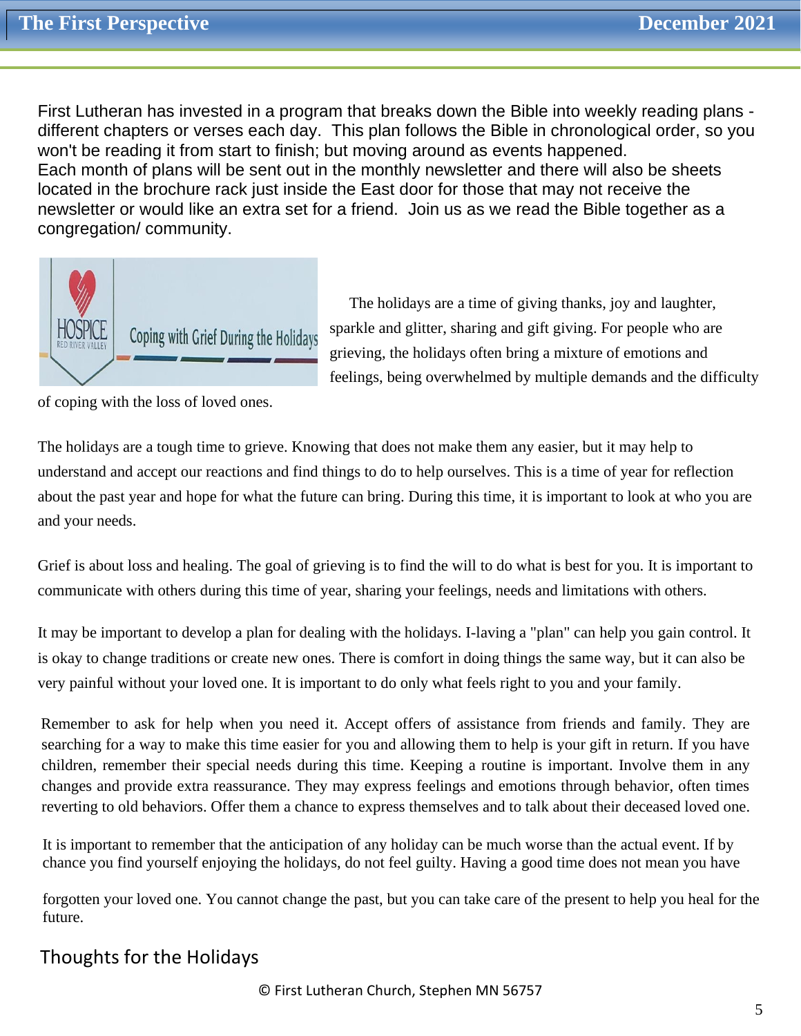First Lutheran has invested in a program that breaks down the Bible into weekly reading plans - different chapters or verses each day. This plan follows the Bible in chronological order, so you won't be reading it from start to finish; but moving around as events happened.
Each month of plans will be sent out in the monthly newsletter and there will also be sheets located in the brochure rack just inside the East door for those that may not receive the newsletter or would like an extra set for a friend. Join us as we read the Bible together as a congregation/ community.

HOSPICE RED RIVER VALLEY Coping with Grief During the Holidays

The holidays are a time of giving thanks, joy and laughter, sparkle and glitter, sharing and gift giving. For people who are grieving, the holidays often bring a mixture of emotions and feelings, being overwhelmed by multiple demands and the difficulty of coping with the loss of loved ones.

The holidays are a tough time to grieve. Knowing that does not make them any easier, but it may help to understand and accept our reactions and find things to do to help ourselves. This is a time of year for reflection about the past year and hope for what the future can bring. During this time, it is important to look at who you are and your needs.

Grief is about loss and healing. The goal of grieving is to find the will to do what is best for you. It is important to communicate with others during this time of year, sharing your feelings, needs and limitations with others.

It may be important to develop a plan for dealing with the holidays. I-laving a "plan" can help you gain control. It is okay to change traditions or create new ones. There is comfort in doing things the same way, but it can also be very painful without your loved one. It is important to do only what feels right to you and your family.

Remember to ask for help when you need it. Accept offers of assistance from friends and family. They are searching for a way to make this time easier for you and allowing them to help is your gift in return. If you have children, remember their special needs during this time. Keeping a routine is important. Involve them in any changes and provide extra reassurance. They may express feelings and emotions through behavior, often times reverting to old behaviors. Offer them a chance to express themselves and to talk about their deceased loved one.

It is important to remember that the anticipation of any holiday can be much worse than the actual event. If by chance you find yourself enjoying the holidays, do not feel guilty. Having a good time does not mean you have forgotten your loved one. You cannot change the past, but you can take care of the present to help you heal for the future.

Thoughts for the Holidays

© First Lutheran Church, Stephen MN 56757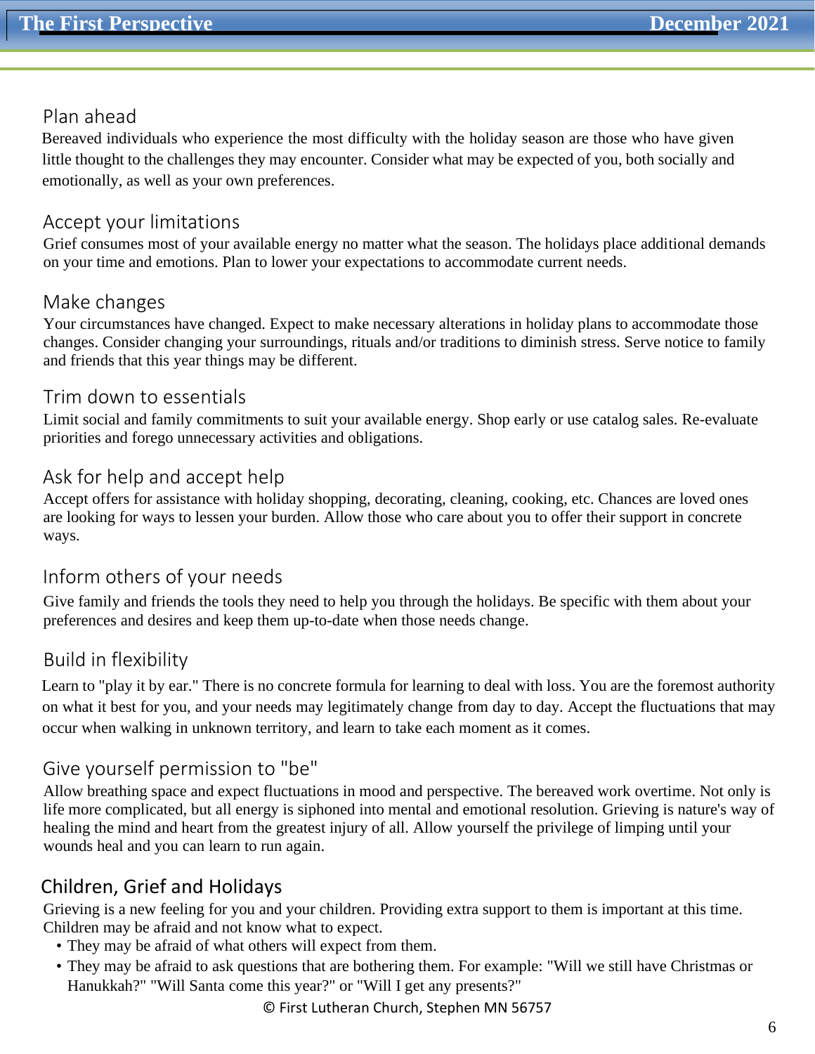## Plan ahead

Bereaved individuals who experience the most difficulty with the holiday season are those who have given little thought to the challenges they may encounter. Consider what may be expected of you, both socially and emotionally, as well as your own preferences.

## Accept your limitations

Grief consumes most of your available energy no matter what the season. The holidays place additional demands on your time and emotions. Plan to lower your expectations to accommodate current needs.

## Make changes

Your circumstances have changed. Expect to make necessary alterations in holiday plans to accommodate those changes. Consider changing your surroundings, rituals and/or traditions to diminish stress. Serve notice to family and friends that this year things may be different.

## Trim down to essentials

Limit social and family commitments to suit your available energy. Shop early or use catalog sales. Re-evaluate priorities and forego unnecessary activities and obligations.

## Ask for help and accept help

Accept offers for assistance with holiday shopping, decorating, cleaning, cooking, etc. Chances are loved ones are looking for ways to lessen your burden. Allow those who care about you to offer their support in concrete ways.

## Inform others of your needs

Give family and friends the tools they need to help you through the holidays. Be specific with them about your preferences and desires and keep them up-to-date when those needs change.

## Build in flexibility

Learn to "play it by ear." There is no concrete formula for learning to deal with loss. You are the foremost authority on what it best for you, and your needs may legitimately change from day to day. Accept the fluctuations that may occur when walking in unknown territory, and learn to take each moment as it comes.

## Give yourself permission to "be"

Allow breathing space and expect fluctuations in mood and perspective. The bereaved work overtime. Not only is life more complicated, but all energy is siphoned into mental and emotional resolution. Grieving is nature's way of healing the mind and heart from the greatest injury of all. Allow yourself the privilege of limping until your wounds heal and you can learn to run again.

## Children, Grief and Holidays

Grieving is a new feeling for you and your children. Providing extra support to them is important at this time. Children may be afraid and not know what to expect.

- They may be afraid of what others will expect from them.
- They may be afraid to ask questions that are bothering them. For example: "Will we still have Christmas or Hanukkah?" "Will Santa come this year?" or "Will I get any presents?"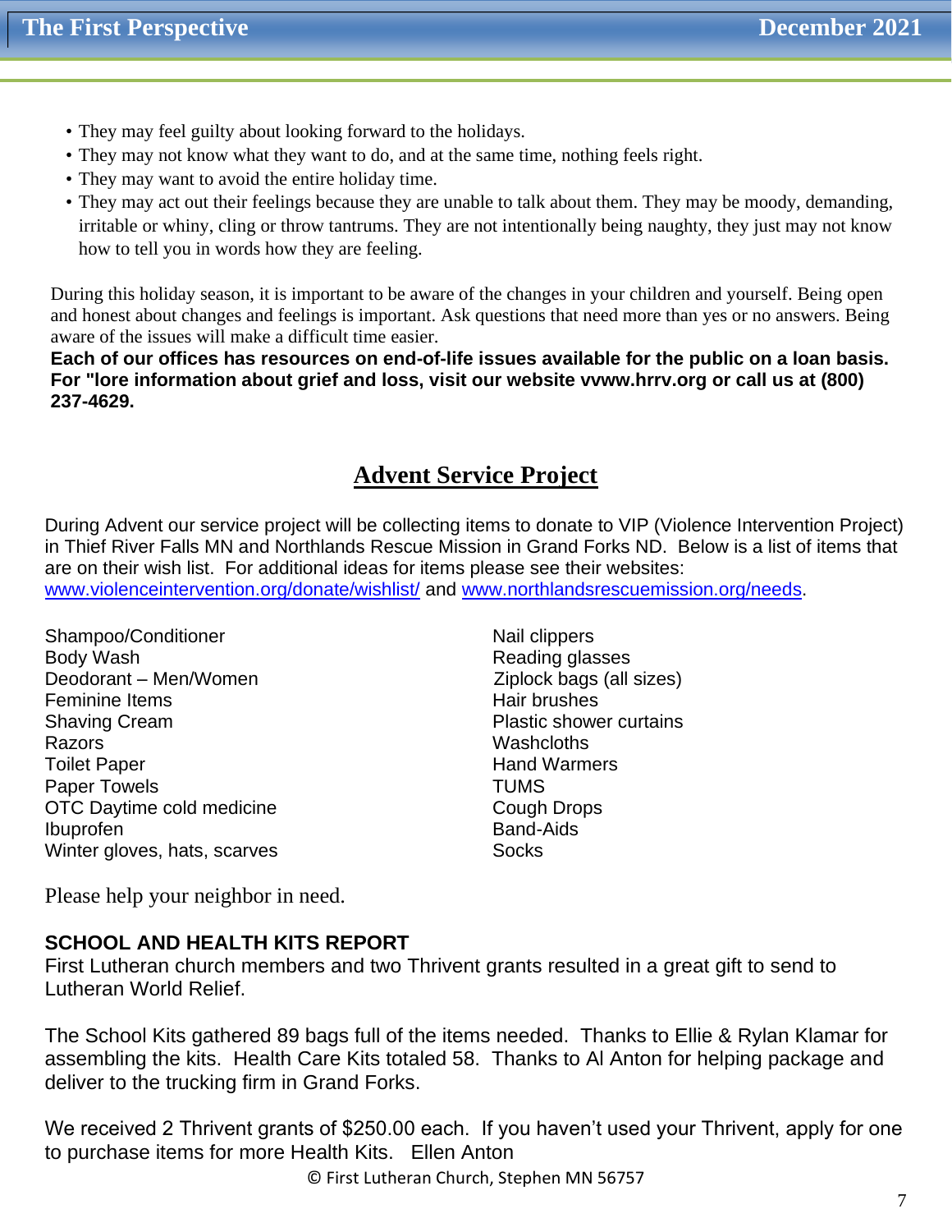- They may feel guilty about looking forward to the holidays.
- They may not know what they want to do, and at the same time, nothing feels right.
- They may want to avoid the entire holiday time.
- They may act out their feelings because they are unable to talk about them. They may be moody, demanding, irritable or whiny, cling or throw tantrums. They are not intentionally being naughty, they just may not know how to tell you in words how they are feeling.

During this holiday season, it is important to be aware of the changes in your children and yourself. Being open and honest about changes and feelings is important. Ask questions that need more than yes or no answers. Being aware of the issues will make a difficult time easier.

**Each of our offices has resources on end-of-life issues available for the public on a loan basis. For "lore information about grief and loss, visit our website vvww.hrrv.org or call us at (800) 237-4629.**

## Advent Service Project

During Advent our service project will be collecting items to donate to VIP (Violence Intervention Project) in Thief River Falls MN and Northlands Rescue Mission in Grand Forks ND. Below is a list of items that are on their wish list. For additional ideas for items please see their websites: www.violenceintervention.org/donate/wishlist/ and www.northlandsrescuemission.org/needs.

Shampoo/Conditioner
Body Wash
Deodorant – Men/Women
Feminine Items
Shaving Cream
Razors
Toilet Paper
Paper Towels
OTC Daytime cold medicine
Ibuprofen
Winter gloves, hats, scarves
Nail clippers
Reading glasses
Ziplock bags (all sizes)
Hair brushes
Plastic shower curtains
Washcloths
Hand Warmers
TUMS
Cough Drops
Band-Aids
Socks

Please help your neighbor in need.

**SCHOOL AND HEALTH KITS REPORT**

First Lutheran church members and two Thrivent grants resulted in a great gift to send to Lutheran World Relief.

The School Kits gathered 89 bags full of the items needed. Thanks to Ellie & Rylan Klamar for assembling the kits. Health Care Kits totaled 58. Thanks to Al Anton for helping package and deliver to the trucking firm in Grand Forks.

We received 2 Thrivent grants of $250.00 each. If you haven't used your Thrivent, apply for one to purchase items for more Health Kits. Ellen Anton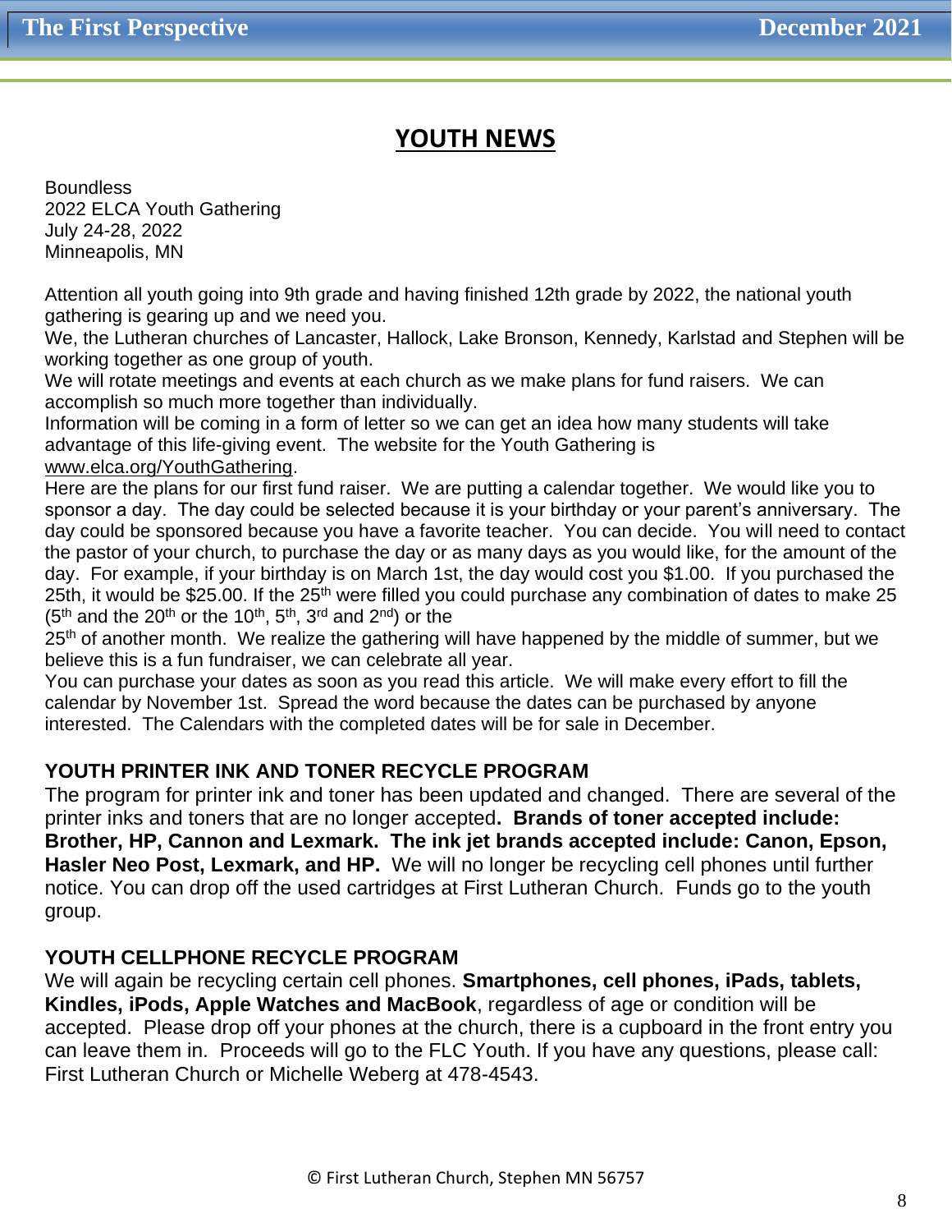# YOUTH NEWS

Boundless
2022 ELCA Youth Gathering
July 24-28, 2022
Minneapolis, MN

Attention all youth going into 9th grade and having finished 12th grade by 2022, the national youth gathering is gearing up and we need you.
We, the Lutheran churches of Lancaster, Hallock, Lake Bronson, Kennedy, Karlstad and Stephen will be working together as one group of youth.
We will rotate meetings and events at each church as we make plans for fund raisers. We can accomplish so much more together than individually.
Information will be coming in a form of letter so we can get an idea how many students will take advantage of this life-giving event. The website for the Youth Gathering is www.elca.org/YouthGathering.
Here are the plans for our first fund raiser. We are putting a calendar together. We would like you to sponsor a day. The day could be selected because it is your birthday or your parent's anniversary. The day could be sponsored because you have a favorite teacher. You can decide. You will need to contact the pastor of your church, to purchase the day or as many days as you would like, for the amount of the day. For example, if your birthday is on March 1st, the day would cost you $1.00. If you purchased the 25th, it would be $25.00. If the 25th were filled you could purchase any combination of dates to make 25 (5th and the 20th or the 10th, 5th, 3rd and 2nd) or the 25th of another month. We realize the gathering will have happened by the middle of summer, but we believe this is a fun fundraiser, we can celebrate all year.
You can purchase your dates as soon as you read this article. We will make every effort to fill the calendar by November 1st. Spread the word because the dates can be purchased by anyone interested. The Calendars with the completed dates will be for sale in December.

## YOUTH PRINTER INK AND TONER RECYCLE PROGRAM

The program for printer ink and toner has been updated and changed. There are several of the printer inks and toners that are no longer accepted**. Brands of toner accepted include: Brother, HP, Cannon and Lexmark. The ink jet brands accepted include: Canon, Epson, Hasler Neo Post, Lexmark, and HP.** We will no longer be recycling cell phones until further notice. You can drop off the used cartridges at First Lutheran Church. Funds go to the youth group.

## YOUTH CELLPHONE RECYCLE PROGRAM

We will again be recycling certain cell phones. **Smartphones, cell phones, iPads, tablets, Kindles, iPods, Apple Watches and MacBook**, regardless of age or condition will be accepted. Please drop off your phones at the church, there is a cupboard in the front entry you can leave them in. Proceeds will go to the FLC Youth. If you have any questions, please call: First Lutheran Church or Michelle Weberg at 478-4543.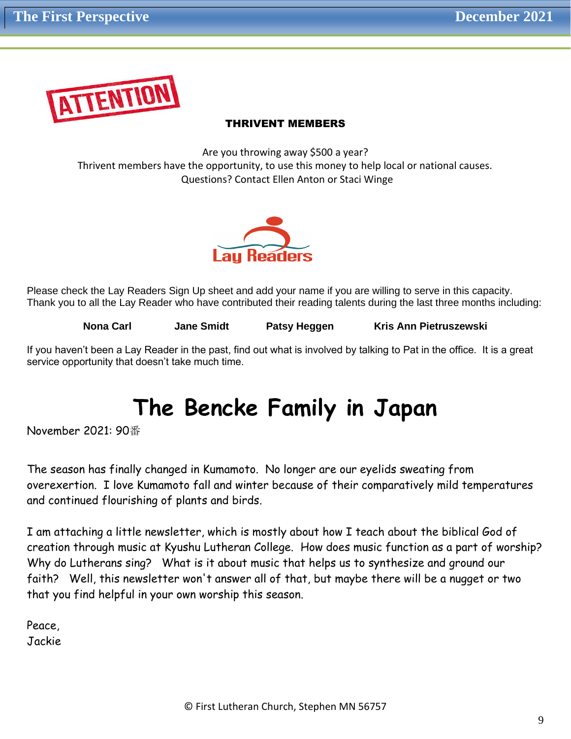ATTENTION

**THRIVENT MEMBERS**

Are you throwing away $500 a year?
Thrivent members have the opportunity, to use this money to help local or national causes.
Questions? Contact Ellen Anton or Staci Winge

Lay Readers

Please check the Lay Readers Sign Up sheet and add your name if you are willing to serve in this capacity. Thank you to all the Lay Reader who have contributed their reading talents during the last three months including:

**Nona Carl** **Jane Smidt** **Patsy Heggen** **Kris Ann Pietruszewski**

If you haven't been a Lay Reader in the past, find out what is involved by talking to Pat in the office. It is a great service opportunity that doesn't take much time.

# The Bencke Family in Japan

November 2021: 90番

The season has finally changed in Kumamoto. No longer are our eyelids sweating from overexertion. I love Kumamoto fall and winter because of their comparatively mild temperatures and continued flourishing of plants and birds.

I am attaching a little newsletter, which is mostly about how I teach about the biblical God of creation through music at Kyushu Lutheran College. How does music function as a part of worship? Why do Lutherans sing? What is it about music that helps us to synthesize and ground our faith? Well, this newsletter won't answer all of that, but maybe there will be a nugget or two that you find helpful in your own worship this season.

Peace,
Jackie

© First Lutheran Church, Stephen MN 56757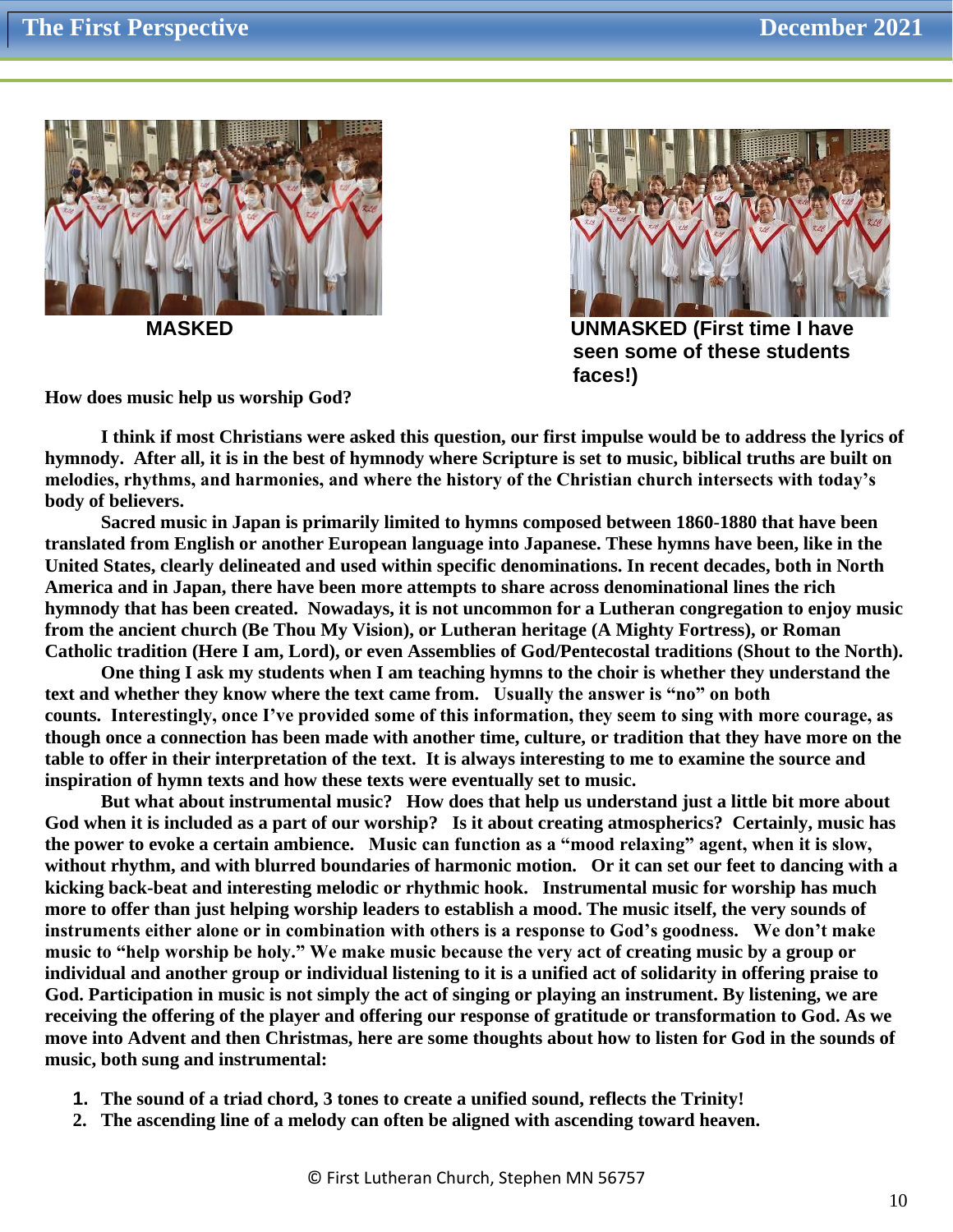MASKED

UNMASKED (First time I have seen some of these students faces!)

**How does music help us worship God?**

**I think if most Christians were asked this question, our first impulse would be to address the lyrics of hymnody. After all, it is in the best of hymnody where Scripture is set to music, biblical truths are built on melodies, rhythms, and harmonies, and where the history of the Christian church intersects with today's body of believers.**

**Sacred music in Japan is primarily limited to hymns composed between 1860-1880 that have been translated from English or another European language into Japanese. These hymns have been, like in the United States, clearly delineated and used within specific denominations. In recent decades, both in North America and in Japan, there have been more attempts to share across denominational lines the rich hymnody that has been created. Nowadays, it is not uncommon for a Lutheran congregation to enjoy music from the ancient church (Be Thou My Vision), or Lutheran heritage (A Mighty Fortress), or Roman Catholic tradition (Here I am, Lord), or even Assemblies of God/Pentecostal traditions (Shout to the North).**

**One thing I ask my students when I am teaching hymns to the choir is whether they understand the text and whether they know where the text came from. Usually the answer is "no" on both counts. Interestingly, once I've provided some of this information, they seem to sing with more courage, as though once a connection has been made with another time, culture, or tradition that they have more on the table to offer in their interpretation of the text. It is always interesting to me to examine the source and inspiration of hymn texts and how these texts were eventually set to music.**

**But what about instrumental music? How does that help us understand just a little bit more about God when it is included as a part of our worship? Is it about creating atmospherics? Certainly, music has the power to evoke a certain ambience. Music can function as a "mood relaxing" agent, when it is slow, without rhythm, and with blurred boundaries of harmonic motion. Or it can set our feet to dancing with a kicking back-beat and interesting melodic or rhythmic hook. Instrumental music for worship has much more to offer than just helping worship leaders to establish a mood. The music itself, the very sounds of instruments either alone or in combination with others is a response to God's goodness. We don't make music to "help worship be holy." We make music because the very act of creating music by a group or individual and another group or individual listening to it is a unified act of solidarity in offering praise to God. Participation in music is not simply the act of singing or playing an instrument. By listening, we are receiving the offering of the player and offering our response of gratitude or transformation to God. As we move into Advent and then Christmas, here are some thoughts about how to listen for God in the sounds of music, both sung and instrumental:**

1. **The sound of a triad chord, 3 tones to create a unified sound, reflects the Trinity!**
2. **The ascending line of a melody can often be aligned with ascending toward heaven.**

© First Lutheran Church, Stephen MN 56757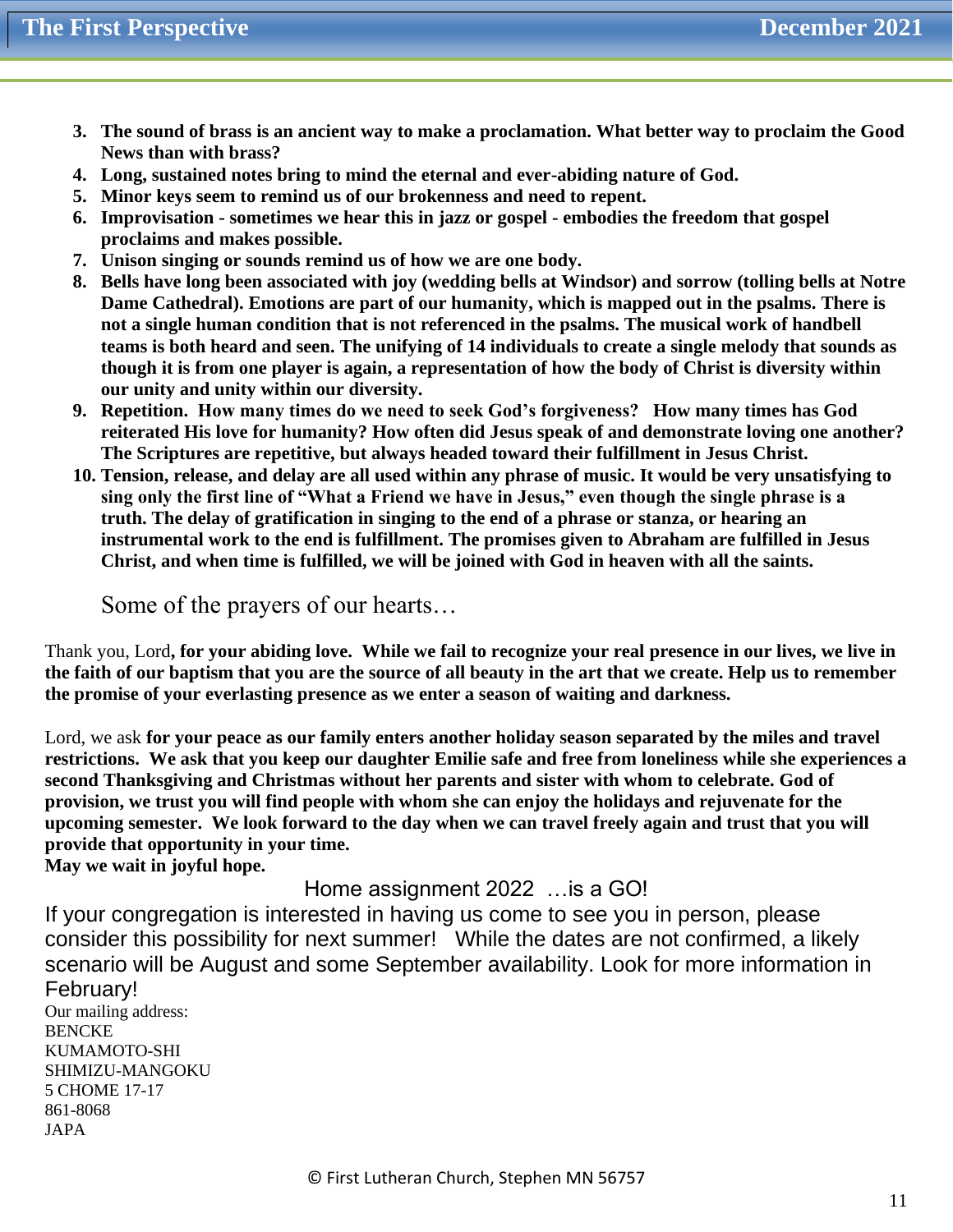3. **The sound of brass is an ancient way to make a proclamation. What better way to proclaim the Good News than with brass?**
4. **Long, sustained notes bring to mind the eternal and ever-abiding nature of God.**
5. **Minor keys seem to remind us of our brokenness and need to repent.**
6. **Improvisation - sometimes we hear this in jazz or gospel - embodies the freedom that gospel proclaims and makes possible.**
7. **Unison singing or sounds remind us of how we are one body.**
8. **Bells have long been associated with joy (wedding bells at Windsor) and sorrow (tolling bells at Notre Dame Cathedral). Emotions are part of our humanity, which is mapped out in the psalms. There is not a single human condition that is not referenced in the psalms. The musical work of handbell teams is both heard and seen. The unifying of 14 individuals to create a single melody that sounds as though it is from one player is again, a representation of how the body of Christ is diversity within our unity and unity within our diversity.**
9. **Repetition. How many times do we need to seek God's forgiveness? How many times has God reiterated His love for humanity? How often did Jesus speak of and demonstrate loving one another? The Scriptures are repetitive, but always headed toward their fulfillment in Jesus Christ.**
10. **Tension, release, and delay are all used within any phrase of music. It would be very unsatisfying to sing only the first line of "What a Friend we have in Jesus," even though the single phrase is a truth. The delay of gratification in singing to the end of a phrase or stanza, or hearing an instrumental work to the end is fulfillment. The promises given to Abraham are fulfilled in Jesus Christ, and when time is fulfilled, we will be joined with God in heaven with all the saints.**

## Some of the prayers of our hearts…

Thank you, Lord**, for your abiding love. While we fail to recognize your real presence in our lives, we live in the faith of our baptism that you are the source of all beauty in the art that we create. Help us to remember the promise of your everlasting presence as we enter a season of waiting and darkness.**

Lord, we ask **for your peace as our family enters another holiday season separated by the miles and travel restrictions. We ask that you keep our daughter Emilie safe and free from loneliness while she experiences a second Thanksgiving and Christmas without her parents and sister with whom to celebrate. God of provision, we trust you will find people with whom she can enjoy the holidays and rejuvenate for the upcoming semester. We look forward to the day when we can travel freely again and trust that you will provide that opportunity in your time.**
**May we wait in joyful hope.**

## Home assignment 2022 …is a GO!

If your congregation is interested in having us come to see you in person, please consider this possibility for next summer! While the dates are not confirmed, a likely scenario will be August and some September availability. Look for more information in February!

Our mailing address:
BENCKE
KUMAMOTO-SHI
SHIMIZU-MANGOKU
5 CHOME 17-17
861-8068
JAPA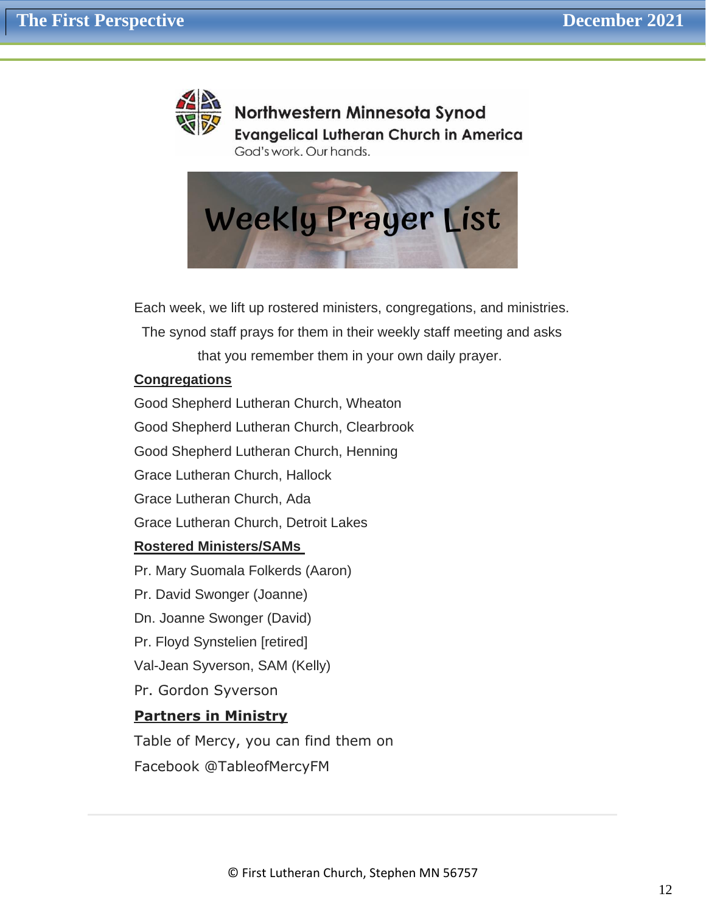Northwestern Minnesota Synod
Evangelical Lutheran Church in America
God's work. Our hands.

# Weekly Prayer List

Each week, we lift up rostered ministers, congregations, and ministries. The synod staff prays for them in their weekly staff meeting and asks that you remember them in your own daily prayer.

**Congregations**

Good Shepherd Lutheran Church, Wheaton
Good Shepherd Lutheran Church, Clearbrook
Good Shepherd Lutheran Church, Henning
Grace Lutheran Church, Hallock
Grace Lutheran Church, Ada
Grace Lutheran Church, Detroit Lakes

**Rostered Ministers/SAMs**

Pr. Mary Suomala Folkerds (Aaron)
Pr. David Swonger (Joanne)
Dn. Joanne Swonger (David)
Pr. Floyd Synstelien [retired]
Val-Jean Syverson, SAM (Kelly)
Pr. Gordon Syverson

**Partners in Ministry**

Table of Mercy, you can find them on
Facebook @TableofMercyFM

© First Lutheran Church, Stephen MN 56757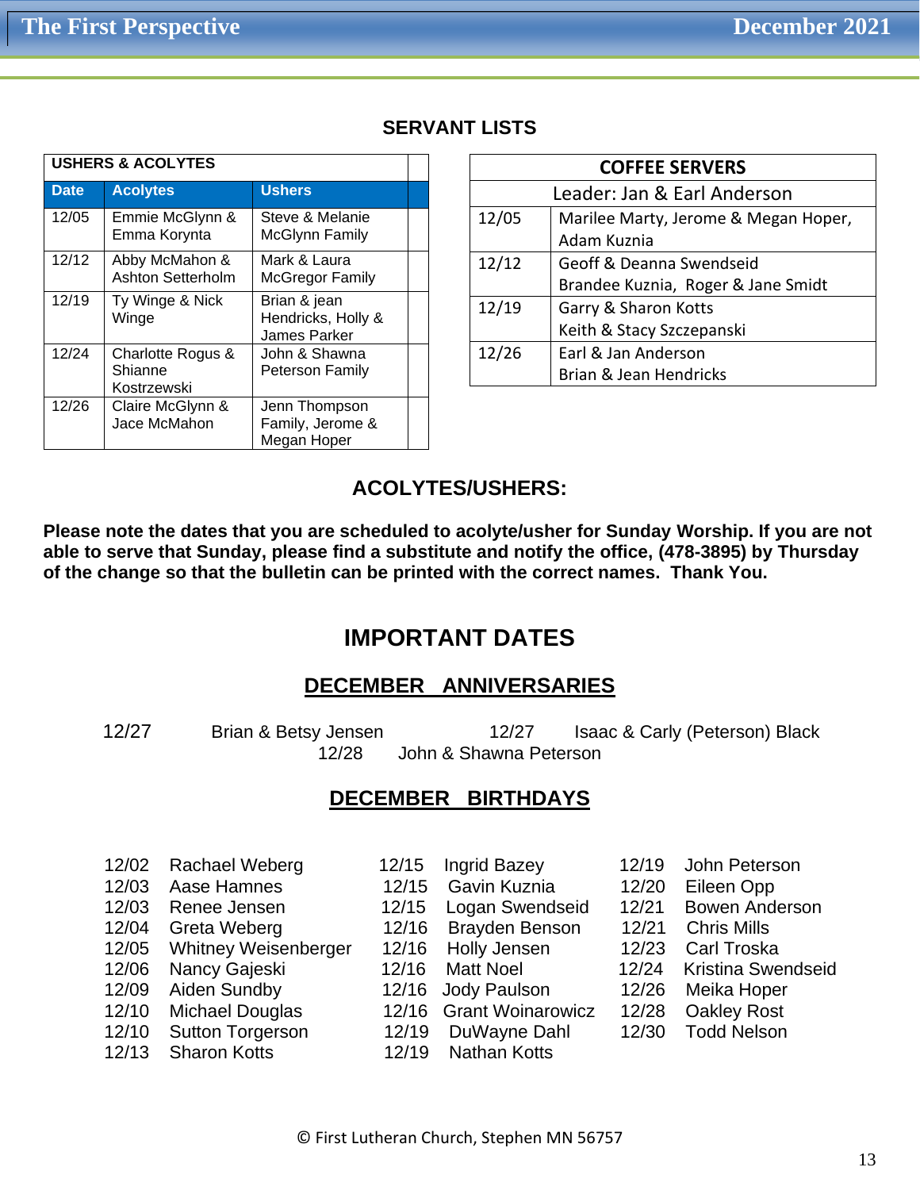## SERVANT LISTS

| USHERS & ACOLYTES | | | |
|---|---|---|---|
| **Date** | **Acolytes** | **Ushers** | |
| 12/05 | Emmie McGlynn & Emma Korynta | Steve & Melanie McGlynn Family | |
| 12/12 | Abby McMahon & Ashton Setterholm | Mark & Laura McGregor Family | |
| 12/19 | Ty Winge & Nick Winge | Brian & jean Hendricks, Holly & James Parker | |
| 12/24 | Charlotte Rogus & Shianne Kostrzewski | John & Shawna Peterson Family | |
| 12/26 | Claire McGlynn & Jace McMahon | Jenn Thompson Family, Jerome & Megan Hoper | |

| COFFEE SERVERS | |
|---|---|
| Leader: Jan & Earl Anderson | |
| 12/05 | Marilee Marty, Jerome & Megan Hoper, Adam Kuznia |
| 12/12 | Geoff & Deanna Swendseid<br>Brandee Kuznia, Roger & Jane Smidt |
| 12/19 | Garry & Sharon Kotts<br>Keith & Stacy Szczepanski |
| 12/26 | Earl & Jan Anderson<br>Brian & Jean Hendricks |

## ACOLYTES/USHERS:

**Please note the dates that you are scheduled to acolyte/usher for Sunday Worship. If you are not able to serve that Sunday, please find a substitute and notify the office, (478-3895) by Thursday of the change so that the bulletin can be printed with the correct names. Thank You.**

# IMPORTANT DATES

## DECEMBER ANNIVERSARIES

12/27 Brian & Betsy Jensen
12/27 Isaac & Carly (Peterson) Black
12/28 John & Shawna Peterson

## DECEMBER BIRTHDAYS

12/02 Rachael Weberg
12/03 Aase Hamnes
12/03 Renee Jensen
12/04 Greta Weberg
12/05 Whitney Weisenberger
12/06 Nancy Gajeski
12/09 Aiden Sundby
12/10 Michael Douglas
12/10 Sutton Torgerson
12/13 Sharon Kotts
12/15 Ingrid Bazey
12/15 Gavin Kuznia
12/15 Logan Swendseid
12/16 Brayden Benson
12/16 Holly Jensen
12/16 Matt Noel
12/16 Jody Paulson
12/16 Grant Woinarowicz
12/19 DuWayne Dahl
12/19 Nathan Kotts
12/19 John Peterson
12/20 Eileen Opp
12/21 Bowen Anderson
12/21 Chris Mills
12/23 Carl Troska
12/24 Kristina Swendseid
12/26 Meika Hoper
12/28 Oakley Rost
12/30 Todd Nelson

© First Lutheran Church, Stephen MN 56757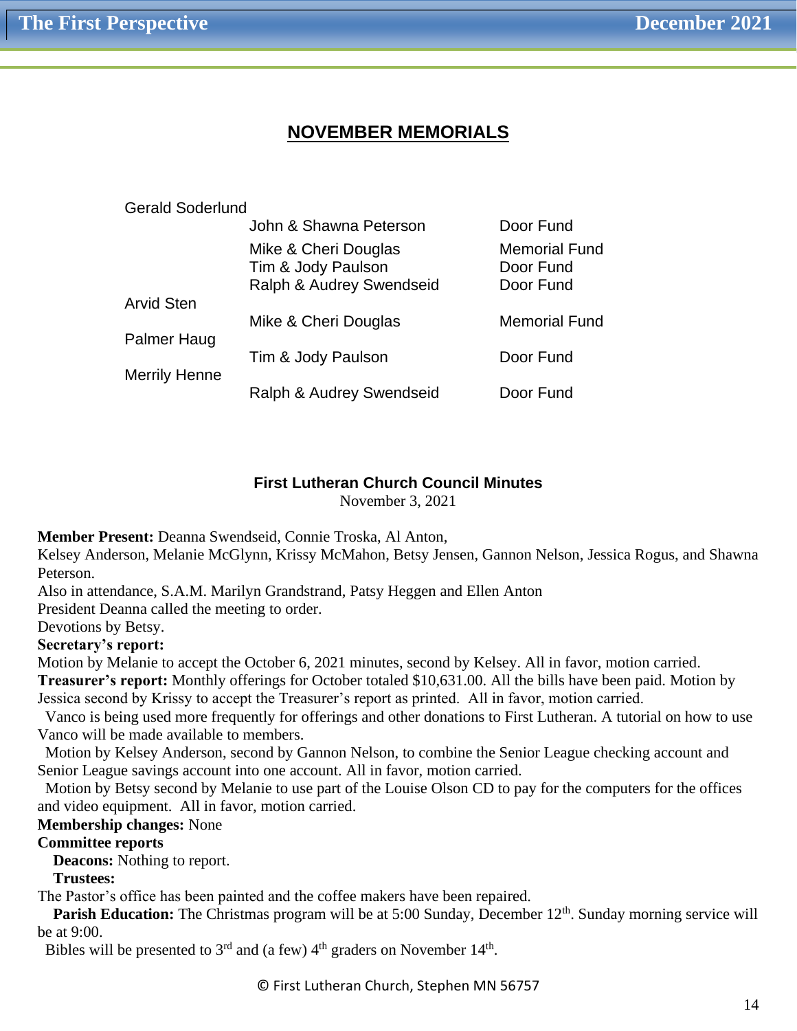## NOVEMBER MEMORIALS

| | | |
|---|---|---|
| Gerald Soderlund | | |
| | John & Shawna Peterson | Door Fund |
| | Mike & Cheri Douglas | Memorial Fund |
| | Tim & Jody Paulson | Door Fund |
| | Ralph & Audrey Swendseid | Door Fund |
| Arvid Sten | | |
| | Mike & Cheri Douglas | Memorial Fund |
| Palmer Haug | | |
| | Tim & Jody Paulson | Door Fund |
| Merrily Henne | | |
| | Ralph & Audrey Swendseid | Door Fund |

### First Lutheran Church Council Minutes

November 3, 2021

**Member Present:** Deanna Swendseid, Connie Troska, Al Anton,
Kelsey Anderson, Melanie McGlynn, Krissy McMahon, Betsy Jensen, Gannon Nelson, Jessica Rogus, and Shawna Peterson.
Also in attendance, S.A.M. Marilyn Grandstrand, Patsy Heggen and Ellen Anton
President Deanna called the meeting to order.
Devotions by Betsy.

**Secretary's report:**
Motion by Melanie to accept the October 6, 2021 minutes, second by Kelsey. All in favor, motion carried.

**Treasurer's report:** Monthly offerings for October totaled $10,631.00. All the bills have been paid. Motion by Jessica second by Krissy to accept the Treasurer's report as printed. All in favor, motion carried.

Vanco is being used more frequently for offerings and other donations to First Lutheran. A tutorial on how to use Vanco will be made available to members.

Motion by Kelsey Anderson, second by Gannon Nelson, to combine the Senior League checking account and Senior League savings account into one account. All in favor, motion carried.

Motion by Betsy second by Melanie to use part of the Louise Olson CD to pay for the computers for the offices and video equipment. All in favor, motion carried.

**Membership changes:** None

**Committee reports**

**Deacons:** Nothing to report.

**Trustees:**
The Pastor's office has been painted and the coffee makers have been repaired.

**Parish Education:** The Christmas program will be at 5:00 Sunday, December 12th. Sunday morning service will be at 9:00.

Bibles will be presented to 3rd and (a few) 4th graders on November 14th.

© First Lutheran Church, Stephen MN 56757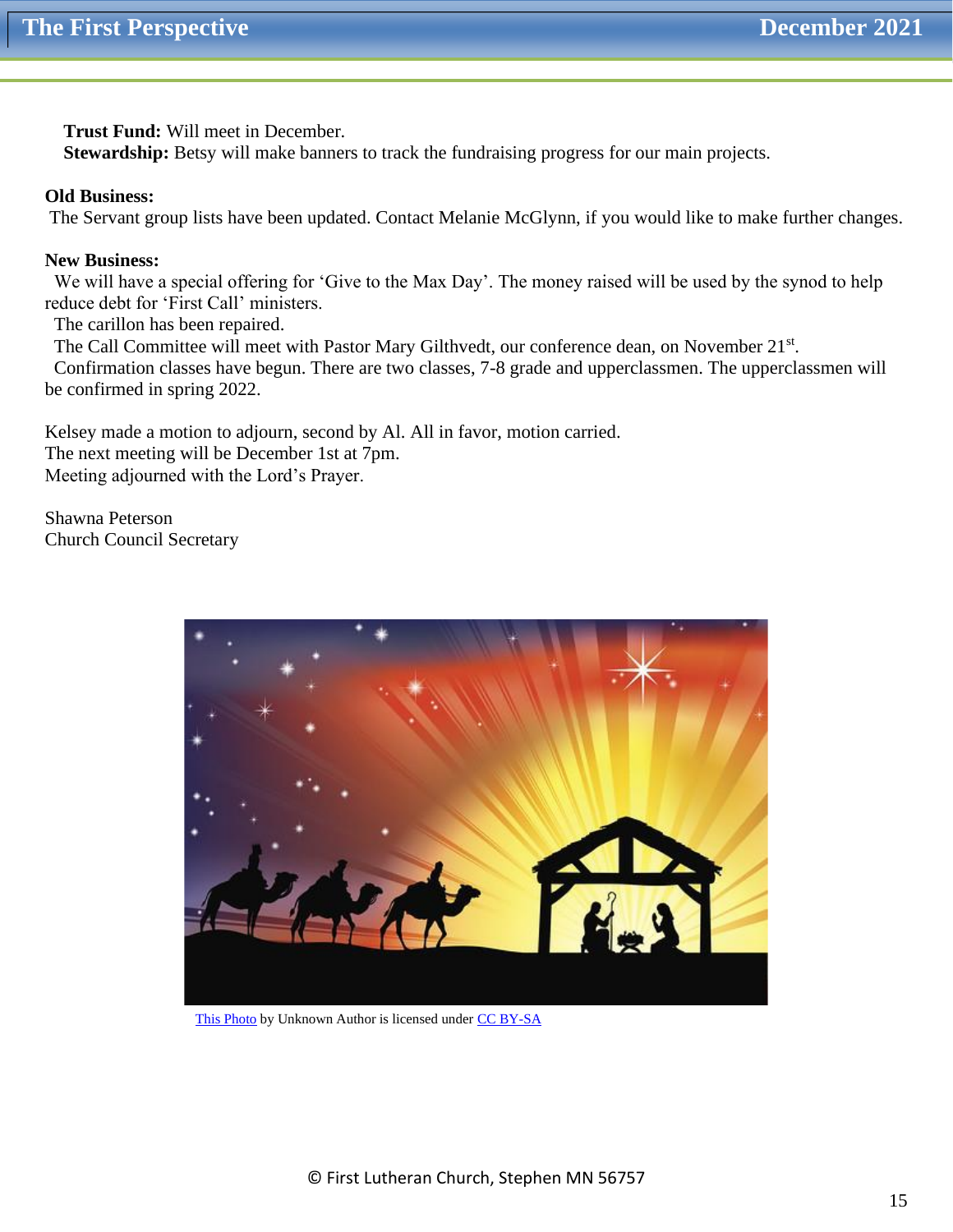**Trust Fund:** Will meet in December.
**Stewardship:** Betsy will make banners to track the fundraising progress for our main projects.

**Old Business:**
The Servant group lists have been updated. Contact Melanie McGlynn, if you would like to make further changes.

**New Business:**
We will have a special offering for 'Give to the Max Day'. The money raised will be used by the synod to help reduce debt for 'First Call' ministers.
The carillon has been repaired.
The Call Committee will meet with Pastor Mary Gilthvedt, our conference dean, on November 21st.
Confirmation classes have begun. There are two classes, 7-8 grade and upperclassmen. The upperclassmen will be confirmed in spring 2022.

Kelsey made a motion to adjourn, second by Al. All in favor, motion carried.
The next meeting will be December 1st at 7pm.
Meeting adjourned with the Lord's Prayer.

Shawna Peterson
Church Council Secretary

This Photo by Unknown Author is licensed under CC BY-SA

© First Lutheran Church, Stephen MN 56757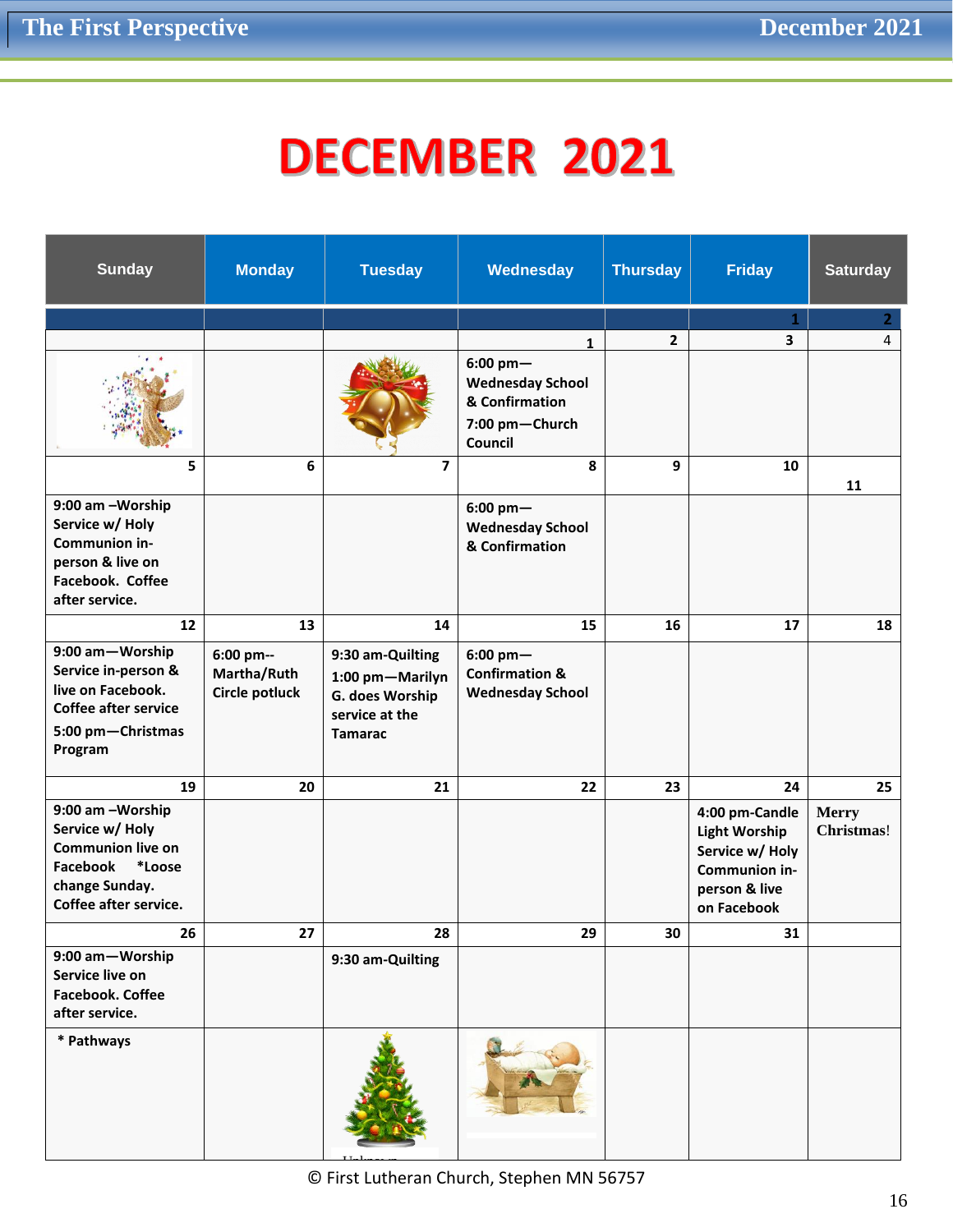# DECEMBER 2021

| Sunday | Monday | Tuesday | Wednesday | Thursday | Friday | Saturday |
|---|---|---|---|---|---|---|
| | | | | | 1 | 2 |
| | | | 1 | 2 | 3 | 4 |
| | | | 6:00 pm—Wednesday School & Confirmation<br>7:00 pm—Church Council | | | |
| 5 | 6 | 7 | 8 | 9 | 10 | 11 |
| 9:00 am –Worship Service w/ Holy Communion in-person & live on Facebook. Coffee after service. | | | 6:00 pm—Wednesday School & Confirmation | | | |
| 12 | 13 | 14 | 15 | 16 | 17 | 18 |
| 9:00 am—Worship Service in-person & live on Facebook. Coffee after service<br>5:00 pm—Christmas Program | 6:00 pm--Martha/Ruth Circle potluck | 9:30 am-Quilting<br>1:00 pm—Marilyn G. does Worship service at the Tamarac | 6:00 pm—Confirmation & Wednesday School | | | |
| 19 | 20 | 21 | 22 | 23 | 24 | 25 |
| 9:00 am –Worship Service w/ Holy Communion live on Facebook *Loose change Sunday. Coffee after service. | | | | | 4:00 pm-Candle Light Worship Service w/ Holy Communion in-person & live on Facebook | Merry Christmas! |
| 26 | 27 | 28 | 29 | 30 | 31 | |
| 9:00 am—Worship Service live on Facebook. Coffee after service. | | 9:30 am-Quilting | | | | |
| * Pathways | | | | | | |

© First Lutheran Church, Stephen MN 56757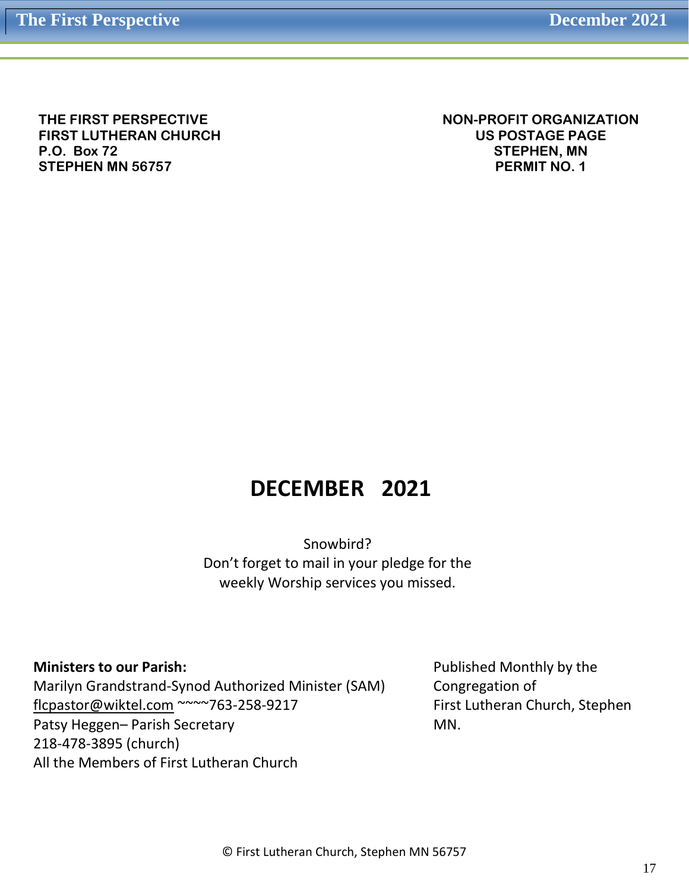**THE FIRST PERSPECTIVE**
**FIRST LUTHERAN CHURCH**
**P.O. Box 72**
**STEPHEN MN 56757**

**NON-PROFIT ORGANIZATION**
**US POSTAGE PAGE**
**STEPHEN, MN**
**PERMIT NO. 1**

# DECEMBER 2021

Snowbird?
Don't forget to mail in your pledge for the weekly Worship services you missed.

**Ministers to our Parish:**
Marilyn Grandstrand-Synod Authorized Minister (SAM)
flcpastor@wiktel.com ~~~~763-258-9217
Patsy Heggen– Parish Secretary
218-478-3895 (church)
All the Members of First Lutheran Church

Published Monthly by the Congregation of First Lutheran Church, Stephen MN.

© First Lutheran Church, Stephen MN 56757